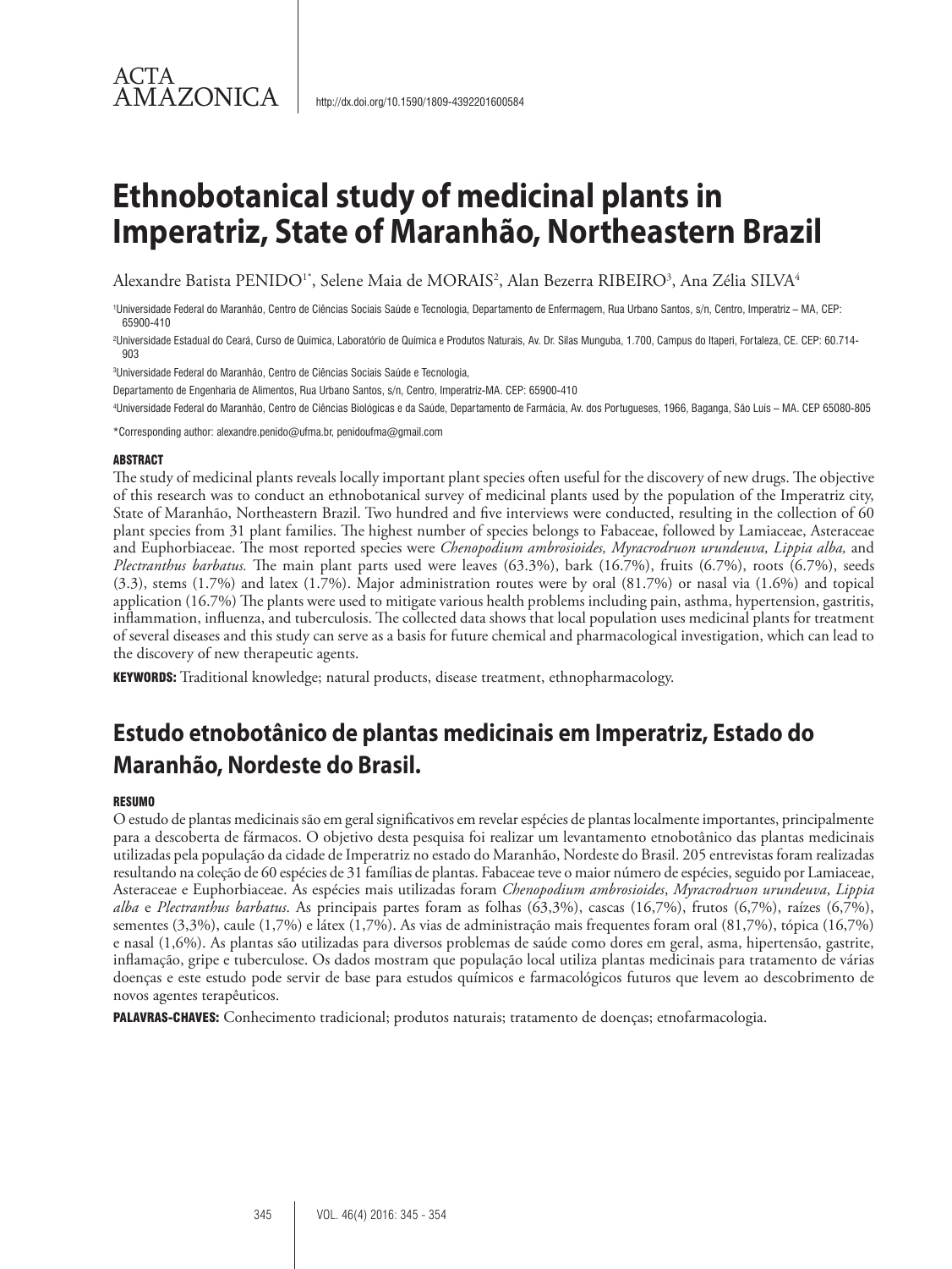ACTA AMAZONICA

http://dx.doi.org/10.1590/1809-4392201600584

# Ethnobotanical study of medicinal plants in Imperatriz, State of Maranhão, Northeastern Brazil

Alexandre Batista PENIDO[1*], Selene Maia de MORAIS[2], Alan Bezerra RIBEIRO[3], Ana Zélia SILVA[4]

[1]Universidade Federal do Maranhão, Centro de Ciências Sociais Saúde e Tecnologia, Departamento de Enfermagem, Rua Urbano Santos, s/n, Centro, Imperatriz – MA, CEP: 65900-410

[2]Universidade Estadual do Ceará, Curso de Química, Laboratório de Química e Produtos Naturais, Av. Dr. Silas Munguba, 1.700, Campus do Itaperi, Fortaleza, CE. CEP: 60.714-903

[3]Universidade Federal do Maranhão, Centro de Ciências Sociais Saúde e Tecnologia,

Departamento de Engenharia de Alimentos, Rua Urbano Santos, s/n, Centro, Imperatriz-MA. CEP: 65900-410

[4]Universidade Federal do Maranhão, Centro de Ciências Biológicas e da Saúde, Departamento de Farmácia, Av. dos Portugueses, 1966, Baganga, São Luís – MA. CEP 65080-805

*Corresponding author: alexandre.penido@ufma.br, penidoufma@gmail.com

## ABSTRACT

The study of medicinal plants reveals locally important plant species often useful for the discovery of new drugs. The objective of this research was to conduct an ethnobotanical survey of medicinal plants used by the population of the Imperatriz city, State of Maranhão, Northeastern Brazil. Two hundred and five interviews were conducted, resulting in the collection of 60 plant species from 31 plant families. The highest number of species belongs to Fabaceae, followed by Lamiaceae, Asteraceae and Euphorbiaceae. The most reported species were *Chenopodium ambrosioides, Myracrodruon urundeuva, Lippia alba,* and *Plectranthus barbatus.* The main plant parts used were leaves (63.3%), bark (16.7%), fruits (6.7%), roots (6.7%), seeds (3.3), stems (1.7%) and latex (1.7%). Major administration routes were by oral (81.7%) or nasal via (1.6%) and topical application (16.7%) The plants were used to mitigate various health problems including pain, asthma, hypertension, gastritis, inflammation, influenza, and tuberculosis. The collected data shows that local population uses medicinal plants for treatment of several diseases and this study can serve as a basis for future chemical and pharmacological investigation, which can lead to the discovery of new therapeutic agents.

**KEYWORDS:** Traditional knowledge; natural products, disease treatment, ethnopharmacology.

# Estudo etnobotânico de plantas medicinais em Imperatriz, Estado do Maranhão, Nordeste do Brasil.

## RESUMO

O estudo de plantas medicinais são em geral significativos em revelar espécies de plantas localmente importantes, principalmente para a descoberta de fármacos. O objetivo desta pesquisa foi realizar um levantamento etnobotânico das plantas medicinais utilizadas pela população da cidade de Imperatriz no estado do Maranhão, Nordeste do Brasil. 205 entrevistas foram realizadas resultando na coleção de 60 espécies de 31 famílias de plantas. Fabaceae teve o maior número de espécies, seguido por Lamiaceae, Asteraceae e Euphorbiaceae. As espécies mais utilizadas foram *Chenopodium ambrosioides*, *Myracrodruon urundeuva*, *Lippia alba* e *Plectranthus barbatus*. As principais partes foram as folhas (63,3%), cascas (16,7%), frutos (6,7%), raízes (6,7%), sementes (3,3%), caule (1,7%) e látex (1,7%). As vias de administração mais frequentes foram oral (81,7%), tópica (16,7%) e nasal (1,6%). As plantas são utilizadas para diversos problemas de saúde como dores em geral, asma, hipertensão, gastrite, inflamação, gripe e tuberculose. Os dados mostram que população local utiliza plantas medicinais para tratamento de várias doenças e este estudo pode servir de base para estudos químicos e farmacológicos futuros que levem ao descobrimento de novos agentes terapêuticos.

**PALAVRAS-CHAVES:** Conhecimento tradicional; produtos naturais; tratamento de doenças; etnofarmacologia.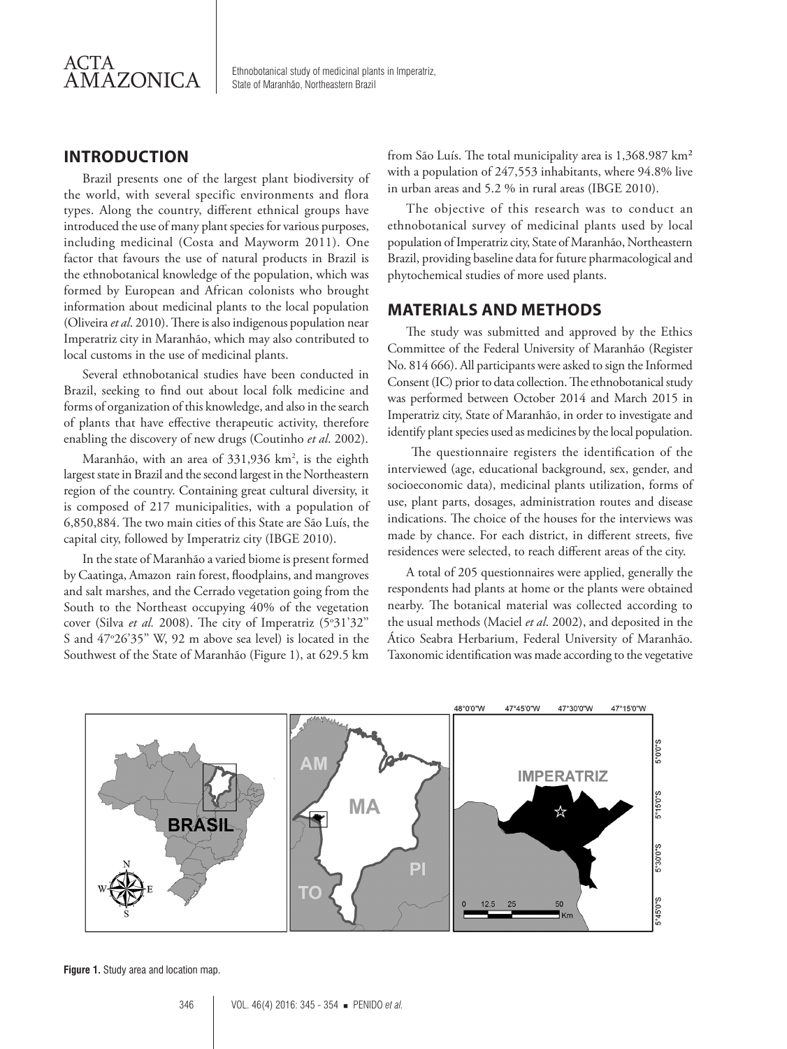## INTRODUCTION

Brazil presents one of the largest plant biodiversity of the world, with several specific environments and flora types. Along the country, different ethnical groups have introduced the use of many plant species for various purposes, including medicinal (Costa and Mayworm 2011). One factor that favours the use of natural products in Brazil is the ethnobotanical knowledge of the population, which was formed by European and African colonists who brought information about medicinal plants to the local population (Oliveira *et al*. 2010). There is also indigenous population near Imperatriz city in Maranhão, which may also contributed to local customs in the use of medicinal plants.

Several ethnobotanical studies have been conducted in Brazil, seeking to find out about local folk medicine and forms of organization of this knowledge, and also in the search of plants that have effective therapeutic activity, therefore enabling the discovery of new drugs (Coutinho *et al*. 2002).

Maranhão, with an area of 331,936 km$^2$, is the eighth largest state in Brazil and the second largest in the Northeastern region of the country. Containing great cultural diversity, it is composed of 217 municipalities, with a population of 6,850,884. The two main cities of this State are São Luís, the capital city, followed by Imperatriz city (IBGE 2010).

In the state of Maranhão a varied biome is present formed by Caatinga, Amazon rain forest, floodplains, and mangroves and salt marshes, and the Cerrado vegetation going from the South to the Northeast occupying 40% of the vegetation cover (Silva *et al.* 2008). The city of Imperatriz (5°31'32" S and 47°26'35" W, 92 m above sea level) is located in the Southwest of the State of Maranhão (Figure 1), at 629.5 km from São Luís. The total municipality area is 1,368.987 km² with a population of 247,553 inhabitants, where 94.8% live in urban areas and 5.2 % in rural areas (IBGE 2010).

The objective of this research was to conduct an ethnobotanical survey of medicinal plants used by local population of Imperatriz city, State of Maranhão, Northeastern Brazil, providing baseline data for future pharmacological and phytochemical studies of more used plants.

## MATERIALS AND METHODS

The study was submitted and approved by the Ethics Committee of the Federal University of Maranhão (Register No. 814 666). All participants were asked to sign the Informed Consent (IC) prior to data collection. The ethnobotanical study was performed between October 2014 and March 2015 in Imperatriz city, State of Maranhão, in order to investigate and identify plant species used as medicines by the local population.

The questionnaire registers the identification of the interviewed (age, educational background, sex, gender, and socioeconomic data), medicinal plants utilization, forms of use, plant parts, dosages, administration routes and disease indications. The choice of the houses for the interviews was made by chance. For each district, in different streets, five residences were selected, to reach different areas of the city.

A total of 205 questionnaires were applied, generally the respondents had plants at home or the plants were obtained nearby. The botanical material was collected according to the usual methods (Maciel *et al*. 2002), and deposited in the Ático Seabra Herbarium, Federal University of Maranhão. Taxonomic identification was made according to the vegetative

**Figure 1.** Study area and location map.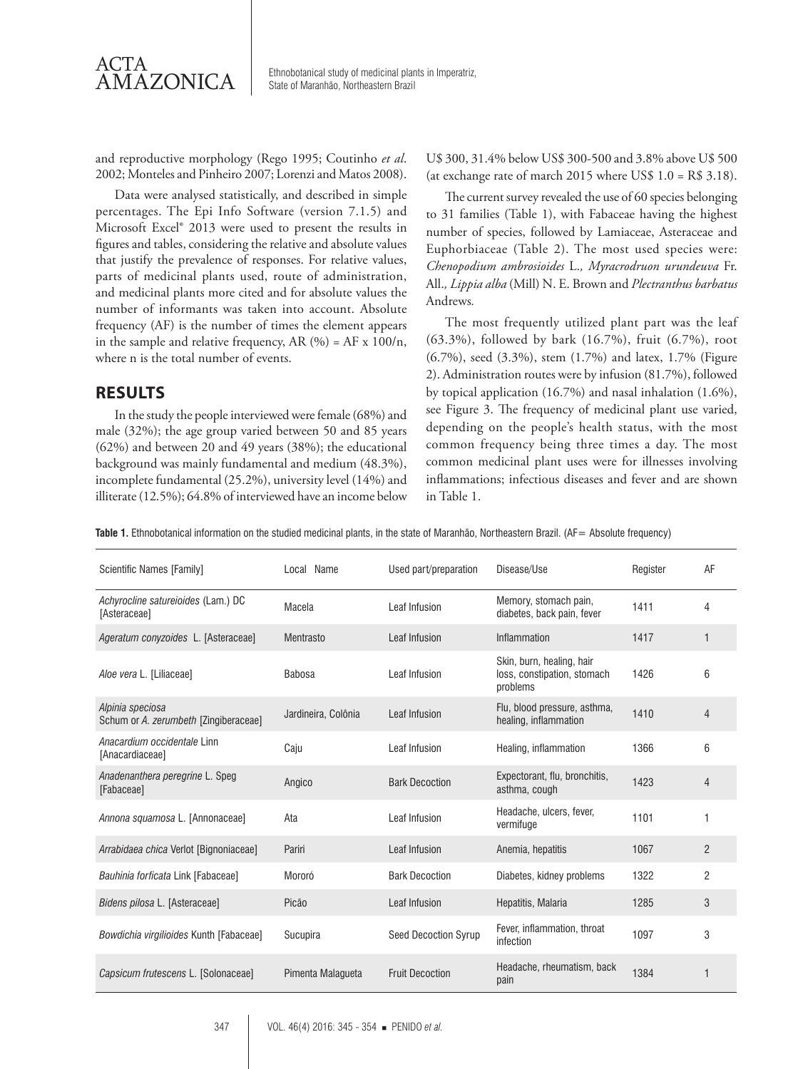and reproductive morphology (Rego 1995; Coutinho *et al*. 2002; Monteles and Pinheiro 2007; Lorenzi and Matos 2008).

Data were analysed statistically, and described in simple percentages. The Epi Info Software (version 7.1.5) and Microsoft Excel® 2013 were used to present the results in figures and tables, considering the relative and absolute values that justify the prevalence of responses. For relative values, parts of medicinal plants used, route of administration, and medicinal plants more cited and for absolute values the number of informants was taken into account. Absolute frequency (AF) is the number of times the element appears in the sample and relative frequency, AR (%) = AF x 100/n, where n is the total number of events.

## RESULTS

In the study the people interviewed were female (68%) and male (32%); the age group varied between 50 and 85 years (62%) and between 20 and 49 years (38%); the educational background was mainly fundamental and medium (48.3%), incomplete fundamental (25.2%), university level (14%) and illiterate (12.5%); 64.8% of interviewed have an income below U$ 300, 31.4% below US$ 300-500 and 3.8% above U$ 500 (at exchange rate of march 2015 where US$ 1.0 = R$ 3.18).

The current survey revealed the use of 60 species belonging to 31 families (Table 1), with Fabaceae having the highest number of species, followed by Lamiaceae, Asteraceae and Euphorbiaceae (Table 2). The most used species were: *Chenopodium ambrosioides* L.*, Myracrodruon urundeuva* Fr. All.*, Lippia alba* (Mill) N. E. Brown and *Plectranthus barbatus* Andrews*.*

The most frequently utilized plant part was the leaf (63.3%), followed by bark (16.7%), fruit (6.7%), root (6.7%), seed (3.3%), stem (1.7%) and latex, 1.7% (Figure 2). Administration routes were by infusion (81.7%), followed by topical application (16.7%) and nasal inhalation (1.6%), see Figure 3. The frequency of medicinal plant use varied, depending on the people's health status, with the most common frequency being three times a day. The most common medicinal plant uses were for illnesses involving inflammations; infectious diseases and fever and are shown in Table 1.

**Table 1.** Ethnobotanical information on the studied medicinal plants, in the state of Maranhão, Northeastern Brazil. (AF= Absolute frequency)

| Scientific Names [Family] | Local Name | Used part/preparation | Disease/Use | Register | AF |
|---|---|---|---|---|---|
| *Achyrocline satureioides* (Lam.) DC [Asteraceae] | Macela | Leaf Infusion | Memory, stomach pain, diabetes, back pain, fever | 1411 | 4 |
| *Ageratum conyzoides* L. [Asteraceae] | Mentrasto | Leaf Infusion | Inflammation | 1417 | 1 |
| *Aloe vera* L. [Liliaceae] | Babosa | Leaf Infusion | Skin, burn, healing, hair loss, constipation, stomach problems | 1426 | 6 |
| *Alpinia speciosa* Schum or *A. zerumbeth* [Zingiberaceae] | Jardineira, Colônia | Leaf Infusion | Flu, blood pressure, asthma, healing, inflammation | 1410 | 4 |
| *Anacardium occidentale* Linn [Anacardiaceae] | Caju | Leaf Infusion | Healing, inflammation | 1366 | 6 |
| *Anadenanthera peregrine* L. Speg [Fabaceae] | Angico | Bark Decoction | Expectorant, flu, bronchitis, asthma, cough | 1423 | 4 |
| *Annona squamosa* L. [Annonaceae] | Ata | Leaf Infusion | Headache, ulcers, fever, vermifuge | 1101 | 1 |
| *Arrabidaea chica* Verlot [Bignoniaceae] | Pariri | Leaf Infusion | Anemia, hepatitis | 1067 | 2 |
| *Bauhinia forficata* Link [Fabaceae] | Mororó | Bark Decoction | Diabetes, kidney problems | 1322 | 2 |
| *Bidens pilosa* L. [Asteraceae] | Picão | Leaf Infusion | Hepatitis, Malaria | 1285 | 3 |
| *Bowdichia virgilioides* Kunth [Fabaceae] | Sucupira | Seed Decoction Syrup | Fever, inflammation, throat infection | 1097 | 3 |
| *Capsicum frutescens* L. [Solonaceae] | Pimenta Malagueta | Fruit Decoction | Headache, rheumatism, back pain | 1384 | 1 |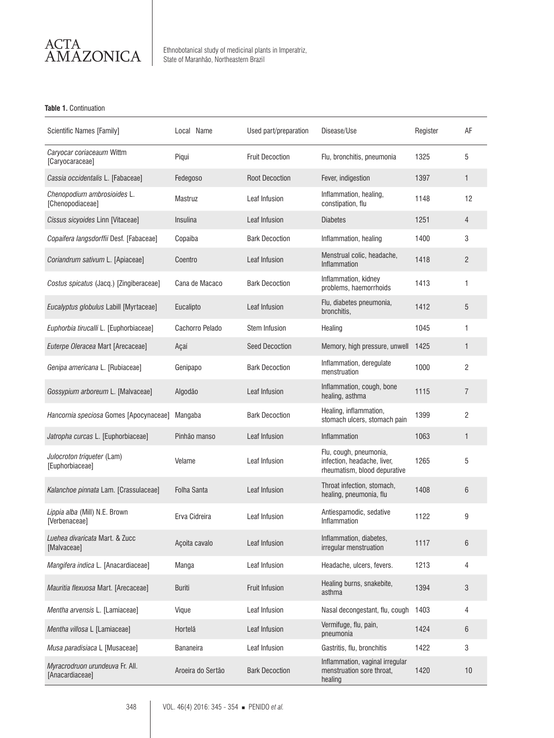**Table 1.** Continuation

| Scientific Names [Family] | Local Name | Used part/preparation | Disease/Use | Register | AF |
|---|---|---|---|---|---|
| *Caryocar coriaceaum* Wittm [Caryocaraceae] | Piqui | Fruit Decoction | Flu, bronchitis, pneumonia | 1325 | 5 |
| *Cassia occidentalis* L. [Fabaceae] | Fedegoso | Root Decoction | Fever, indigestion | 1397 | 1 |
| *Chenopodium ambrosioides* L. [Chenopodiaceae] | Mastruz | Leaf Infusion | Inflammation, healing, constipation, flu | 1148 | 12 |
| *Cissus sicyoides* Linn [Vitaceae] | Insulina | Leaf Infusion | Diabetes | 1251 | 4 |
| *Copaifera langsdorffii* Desf. [Fabaceae] | Copaiba | Bark Decoction | Inflammation, healing | 1400 | 3 |
| *Coriandrum sativum* L. [Apiaceae] | Coentro | Leaf Infusion | Menstrual colic, headache, Inflammation | 1418 | 2 |
| *Costus spicatus* (Jacq.) [Zingiberaceae] | Cana de Macaco | Bark Decoction | Inflammation, kidney problems, haemorrhoids | 1413 | 1 |
| *Eucalyptus globulus* Labill [Myrtaceae] | Eucalipto | Leaf Infusion | Flu, diabetes pneumonia, bronchitis, | 1412 | 5 |
| *Euphorbia tirucalli* L. [Euphorbiaceae] | Cachorro Pelado | Stem Infusion | Healing | 1045 | 1 |
| *Euterpe Oleracea* Mart [Arecaceae] | Açaí | Seed Decoction | Memory, high pressure, unwell | 1425 | 1 |
| *Genipa americana* L. [Rubiaceae] | Genipapo | Bark Decoction | Inflammation, deregulate menstruation | 1000 | 2 |
| *Gossypium arboreum* L. [Malvaceae] | Algodão | Leaf Infusion | Inflammation, cough, bone healing, asthma | 1115 | 7 |
| *Hancornia speciosa* Gomes [Apocynaceae] | Mangaba | Bark Decoction | Healing, inflammation, stomach ulcers, stomach pain | 1399 | 2 |
| *Jatropha curcas* L. [Euphorbiaceae] | Pinhão manso | Leaf Infusion | Inflammation | 1063 | 1 |
| *Julocroton triqueter* (Lam) [Euphorbiaceae] | Velame | Leaf Infusion | Flu, cough, pneumonia, infection, headache, liver, rheumatism, blood depurative | 1265 | 5 |
| *Kalanchoe pinnata* Lam. [Crassulaceae] | Folha Santa | Leaf Infusion | Throat infection, stomach, healing, pneumonia, flu | 1408 | 6 |
| *Lippia alba* (Mill) N.E. Brown [Verbenaceae] | Erva Cidreira | Leaf Infusion | Antiespamodic, sedative Inflammation | 1122 | 9 |
| *Luehea divaricata* Mart. & Zucc [Malvaceae] | Açoita cavalo | Leaf Infusion | Inflammation, diabetes, irregular menstruation | 1117 | 6 |
| *Mangifera indica* L. [Anacardiaceae] | Manga | Leaf Infusion | Headache, ulcers, fevers. | 1213 | 4 |
| *Mauritia flexuosa* Mart. [Arecaceae] | Buriti | Fruit Infusion | Healing burns, snakebite, asthma | 1394 | 3 |
| *Mentha arvensis* L. [Lamiaceae] | Vique | Leaf Infusion | Nasal decongestant, flu, cough | 1403 | 4 |
| *Mentha villosa* L [Lamiaceae] | Hortelã | Leaf Infusion | Vermifuge, flu, pain, pneumonia | 1424 | 6 |
| *Musa paradisiaca* L [Musaceae] | Bananeira | Leaf Infusion | Gastritis, flu, bronchitis | 1422 | 3 |
| *Myracrodruon urundeuva* Fr. All. [Anacardiaceae] | Aroeira do Sertão | Bark Decoction | Inflammation, vaginal irregular menstruation sore throat, healing | 1420 | 10 |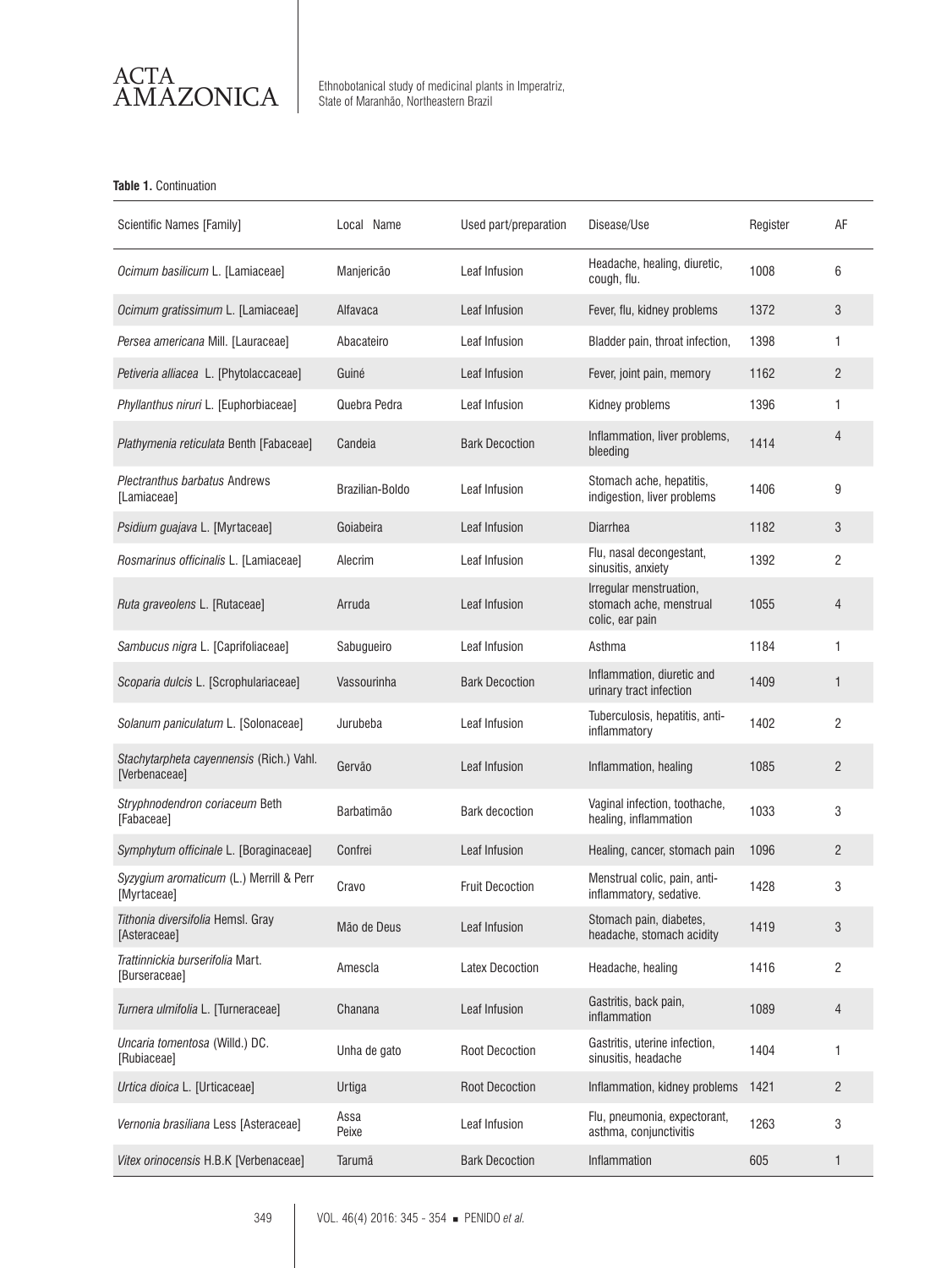**Table 1.** Continuation

| Scientific Names [Family] | Local Name | Used part/preparation | Disease/Use | Register | AF |
|---|---|---|---|---|---|
| *Ocimum basilicum* L. [Lamiaceae] | Manjericão | Leaf Infusion | Headache, healing, diuretic, cough, flu. | 1008 | 6 |
| *Ocimum gratissimum* L. [Lamiaceae] | Alfavaca | Leaf Infusion | Fever, flu, kidney problems | 1372 | 3 |
| *Persea americana* Mill. [Lauraceae] | Abacateiro | Leaf Infusion | Bladder pain, throat infection, | 1398 | 1 |
| *Petiveria alliacea* L. [Phytolaccaceae] | Guiné | Leaf Infusion | Fever, joint pain, memory | 1162 | 2 |
| *Phyllanthus niruri* L. [Euphorbiaceae] | Quebra Pedra | Leaf Infusion | Kidney problems | 1396 | 1 |
| *Plathymenia reticulata* Benth [Fabaceae] | Candeia | Bark Decoction | Inflammation, liver problems, bleeding | 1414 | 4 |
| *Plectranthus barbatus* Andrews [Lamiaceae] | Brazilian-Boldo | Leaf Infusion | Stomach ache, hepatitis, indigestion, liver problems | 1406 | 9 |
| *Psidium guajava* L. [Myrtaceae] | Goiabeira | Leaf Infusion | Diarrhea | 1182 | 3 |
| *Rosmarinus officinalis* L. [Lamiaceae] | Alecrim | Leaf Infusion | Flu, nasal decongestant, sinusitis, anxiety | 1392 | 2 |
| *Ruta graveolens* L. [Rutaceae] | Arruda | Leaf Infusion | Irregular menstruation, stomach ache, menstrual colic, ear pain | 1055 | 4 |
| *Sambucus nigra* L. [Caprifoliaceae] | Sabugueiro | Leaf Infusion | Asthma | 1184 | 1 |
| *Scoparia dulcis* L. [Scrophulariaceae] | Vassourinha | Bark Decoction | Inflammation, diuretic and urinary tract infection | 1409 | 1 |
| *Solanum paniculatum* L. [Solonaceae] | Jurubeba | Leaf Infusion | Tuberculosis, hepatitis, anti-inflammatory | 1402 | 2 |
| *Stachytarpheta cayennensis* (Rich.) Vahl. [Verbenaceae] | Gervão | Leaf Infusion | Inflammation, healing | 1085 | 2 |
| *Stryphnodendron coriaceum* Beth [Fabaceae] | Barbatimão | Bark decoction | Vaginal infection, toothache, healing, inflammation | 1033 | 3 |
| *Symphytum officinale* L. [Boraginaceae] | Confrei | Leaf Infusion | Healing, cancer, stomach pain | 1096 | 2 |
| *Syzygium aromaticum* (L.) Merrill & Perr [Myrtaceae] | Cravo | Fruit Decoction | Menstrual colic, pain, anti-inflammatory, sedative. | 1428 | 3 |
| *Tithonia diversifolia* Hemsl. Gray [Asteraceae] | Mão de Deus | Leaf Infusion | Stomach pain, diabetes, headache, stomach acidity | 1419 | 3 |
| *Trattinnickia burserifolia* Mart. [Burseraceae] | Amescla | Latex Decoction | Headache, healing | 1416 | 2 |
| *Turnera ulmifolia* L. [Turneraceae] | Chanana | Leaf Infusion | Gastritis, back pain, inflammation | 1089 | 4 |
| *Uncaria tomentosa* (Willd.) DC. [Rubiaceae] | Unha de gato | Root Decoction | Gastritis, uterine infection, sinusitis, headache | 1404 | 1 |
| *Urtica dioica* L. [Urticaceae] | Urtiga | Root Decoction | Inflammation, kidney problems | 1421 | 2 |
| *Vernonia brasiliana* Less [Asteraceae] | Assa Peixe | Leaf Infusion | Flu, pneumonia, expectorant, asthma, conjunctivitis | 1263 | 3 |
| *Vitex orinocensis* H.B.K [Verbenaceae] | Tarumã | Bark Decoction | Inflammation | 605 | 1 |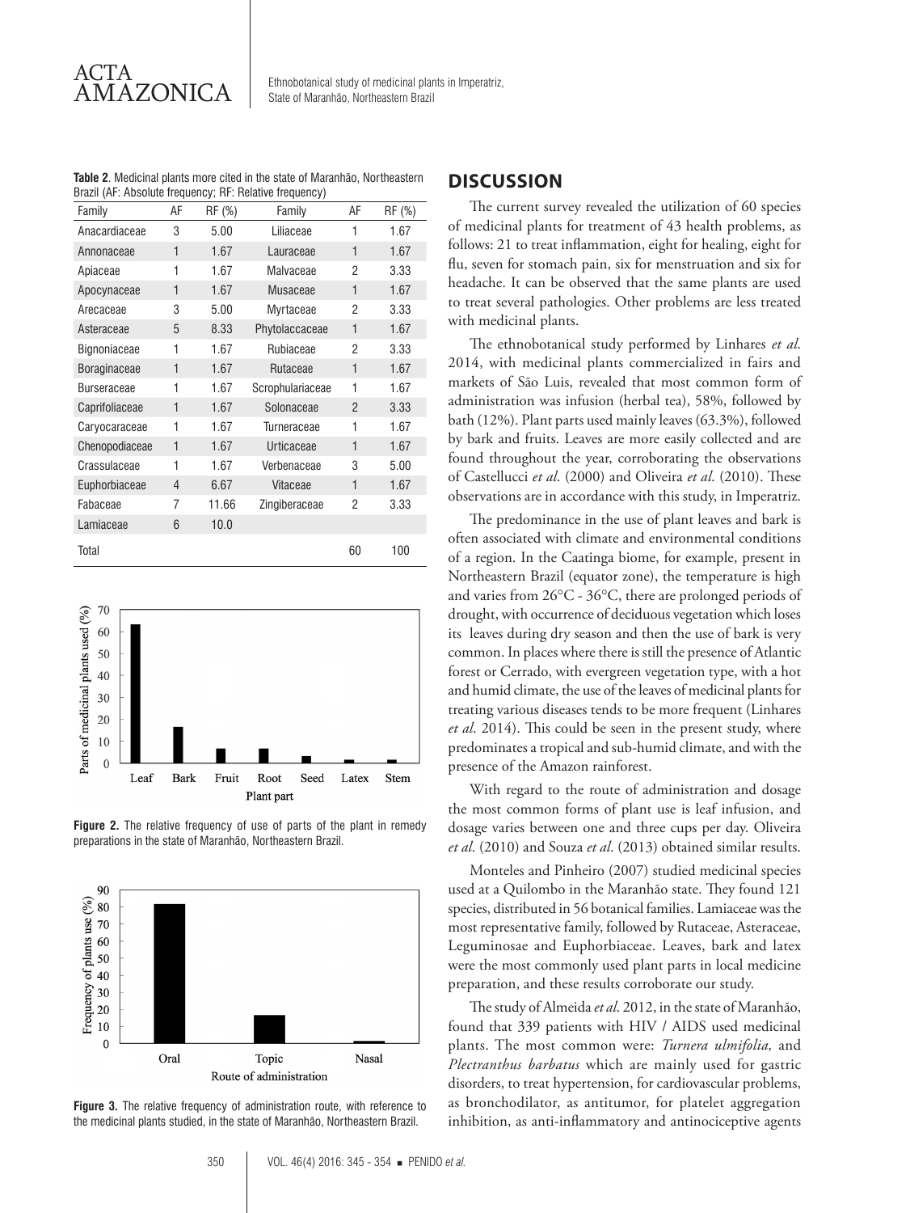**Table 2**. Medicinal plants more cited in the state of Maranhão, Northeastern Brazil (AF: Absolute frequency; RF: Relative frequency)

| Family | AF | RF (%) | Family | AF | RF (%) |
|---|---|---|---|---|---|
| Anacardiaceae | 3 | 5.00 | Liliaceae | 1 | 1.67 |
| Annonaceae | 1 | 1.67 | Lauraceae | 1 | 1.67 |
| Apiaceae | 1 | 1.67 | Malvaceae | 2 | 3.33 |
| Apocynaceae | 1 | 1.67 | Musaceae | 1 | 1.67 |
| Arecaceae | 3 | 5.00 | Myrtaceae | 2 | 3.33 |
| Asteraceae | 5 | 8.33 | Phytolaccaceae | 1 | 1.67 |
| Bignoniaceae | 1 | 1.67 | Rubiaceae | 2 | 3.33 |
| Boraginaceae | 1 | 1.67 | Rutaceae | 1 | 1.67 |
| Burseraceae | 1 | 1.67 | Scrophulariaceae | 1 | 1.67 |
| Caprifoliaceae | 1 | 1.67 | Solonaceae | 2 | 3.33 |
| Caryocaraceae | 1 | 1.67 | Turneraceae | 1 | 1.67 |
| Chenopodiaceae | 1 | 1.67 | Urticaceae | 1 | 1.67 |
| Crassulaceae | 1 | 1.67 | Verbenaceae | 3 | 5.00 |
| Euphorbiaceae | 4 | 6.67 | Vitaceae | 1 | 1.67 |
| Fabaceae | 7 | 11.66 | Zingiberaceae | 2 | 3.33 |
| Lamiaceae | 6 | 10.0 | | | |
| Total | | | | 60 | 100 |

**Figure 2.** The relative frequency of use of parts of the plant in remedy preparations in the state of Maranhão, Northeastern Brazil.

**Figure 3.** The relative frequency of administration route, with reference to the medicinal plants studied, in the state of Maranhão, Northeastern Brazil.

## DISCUSSION

The current survey revealed the utilization of 60 species of medicinal plants for treatment of 43 health problems, as follows: 21 to treat inflammation, eight for healing, eight for flu, seven for stomach pain, six for menstruation and six for headache. It can be observed that the same plants are used to treat several pathologies. Other problems are less treated with medicinal plants.

The ethnobotanical study performed by Linhares *et al.* 2014, with medicinal plants commercialized in fairs and markets of São Luis, revealed that most common form of administration was infusion (herbal tea), 58%, followed by bath (12%). Plant parts used mainly leaves (63.3%), followed by bark and fruits. Leaves are more easily collected and are found throughout the year, corroborating the observations of Castellucci *et al*. (2000) and Oliveira *et al*. (2010). These observations are in accordance with this study, in Imperatriz.

The predominance in the use of plant leaves and bark is often associated with climate and environmental conditions of a region. In the Caatinga biome, for example, present in Northeastern Brazil (equator zone), the temperature is high and varies from 26°C - 36°C, there are prolonged periods of drought, with occurrence of deciduous vegetation which loses its leaves during dry season and then the use of bark is very common. In places where there is still the presence of Atlantic forest or Cerrado, with evergreen vegetation type, with a hot and humid climate, the use of the leaves of medicinal plants for treating various diseases tends to be more frequent (Linhares *et al*. 2014). This could be seen in the present study, where predominates a tropical and sub-humid climate, and with the presence of the Amazon rainforest.

With regard to the route of administration and dosage the most common forms of plant use is leaf infusion, and dosage varies between one and three cups per day. Oliveira *et al*. (2010) and Souza *et al*. (2013) obtained similar results.

Monteles and Pinheiro (2007) studied medicinal species used at a Quilombo in the Maranhão state. They found 121 species, distributed in 56 botanical families. Lamiaceae was the most representative family, followed by Rutaceae, Asteraceae, Leguminosae and Euphorbiaceae. Leaves, bark and latex were the most commonly used plant parts in local medicine preparation, and these results corroborate our study.

The study of Almeida *et al*. 2012, in the state of Maranhão, found that 339 patients with HIV / AIDS used medicinal plants. The most common were: *Turnera ulmifolia,* and *Plectranthus barbatus* which are mainly used for gastric disorders, to treat hypertension, for cardiovascular problems, as bronchodilator, as antitumor, for platelet aggregation inhibition, as anti-inflammatory and antinociceptive agents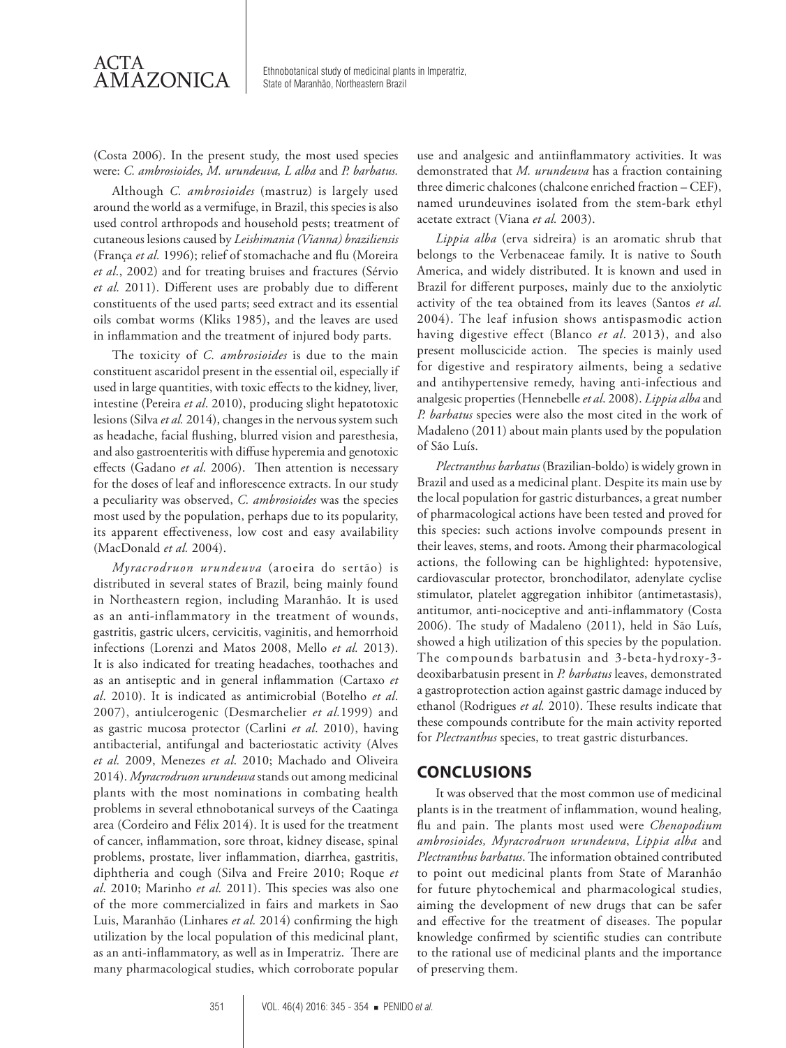(Costa 2006). In the present study, the most used species were: *C. ambrosioides, M. urundeuva, L alba* and *P. barbatus.*

Although *C. ambrosioides* (mastruz) is largely used around the world as a vermifuge, in Brazil, this species is also used control arthropods and household pests; treatment of cutaneous lesions caused by *Leishimania (Vianna) braziliensis* (França *et al.* 1996); relief of stomachache and flu (Moreira *et al*., 2002) and for treating bruises and fractures (Sérvio *et al.* 2011). Different uses are probably due to different constituents of the used parts; seed extract and its essential oils combat worms (Kliks 1985), and the leaves are used in inflammation and the treatment of injured body parts.

The toxicity of *C. ambrosioides* is due to the main constituent ascaridol present in the essential oil, especially if used in large quantities, with toxic effects to the kidney, liver, intestine (Pereira *et al*. 2010), producing slight hepatotoxic lesions (Silva *et al.* 2014), changes in the nervous system such as headache, facial flushing, blurred vision and paresthesia, and also gastroenteritis with diffuse hyperemia and genotoxic effects (Gadano *et al*. 2006). Then attention is necessary for the doses of leaf and inflorescence extracts. In our study a peculiarity was observed, *C. ambrosioides* was the species most used by the population, perhaps due to its popularity, its apparent effectiveness, low cost and easy availability (MacDonald *et al.* 2004).

*Myracrodruon urundeuva* (aroeira do sertão) is distributed in several states of Brazil, being mainly found in Northeastern region, including Maranhão. It is used as an anti-inflammatory in the treatment of wounds, gastritis, gastric ulcers, cervicitis, vaginitis, and hemorrhoid infections (Lorenzi and Matos 2008, Mello *et al.* 2013). It is also indicated for treating headaches, toothaches and as an antiseptic and in general inflammation (Cartaxo *et al*. 2010). It is indicated as antimicrobial (Botelho *et al*. 2007), antiulcerogenic (Desmarchelier *et al.*1999) and as gastric mucosa protector (Carlini *et al*. 2010), having antibacterial, antifungal and bacteriostatic activity (Alves *et al.* 2009, Menezes *et al*. 2010; Machado and Oliveira 2014). *Myracrodruon urundeuva* stands out among medicinal plants with the most nominations in combating health problems in several ethnobotanical surveys of the Caatinga area (Cordeiro and Félix 2014). It is used for the treatment of cancer, inflammation, sore throat, kidney disease, spinal problems, prostate, liver inflammation, diarrhea, gastritis, diphtheria and cough (Silva and Freire 2010; Roque *et al*. 2010; Marinho *et al.* 2011). This species was also one of the more commercialized in fairs and markets in Sao Luis, Maranhão (Linhares *et al.* 2014) confirming the high utilization by the local population of this medicinal plant, as an anti-inflammatory, as well as in Imperatriz. There are many pharmacological studies, which corroborate popular use and analgesic and antiinflammatory activities. It was demonstrated that *M. urundeuva* has a fraction containing three dimeric chalcones (chalcone enriched fraction – CEF), named urundeuvines isolated from the stem-bark ethyl acetate extract (Viana *et al.* 2003).

*Lippia alba* (erva sidreira) is an aromatic shrub that belongs to the Verbenaceae family. It is native to South America, and widely distributed. It is known and used in Brazil for different purposes, mainly due to the anxiolytic activity of the tea obtained from its leaves (Santos *et al.* 2004). The leaf infusion shows antispasmodic action having digestive effect (Blanco *et al*. 2013), and also present molluscicide action. The species is mainly used for digestive and respiratory ailments, being a sedative and antihypertensive remedy, having anti-infectious and analgesic properties (Hennebelle *et al*. 2008). *Lippia alba* and *P. barbatus* species were also the most cited in the work of Madaleno (2011) about main plants used by the population of São Luís.

*Plectranthus barbatus* (Brazilian-boldo) is widely grown in Brazil and used as a medicinal plant. Despite its main use by the local population for gastric disturbances, a great number of pharmacological actions have been tested and proved for this species: such actions involve compounds present in their leaves, stems, and roots. Among their pharmacological actions, the following can be highlighted: hypotensive, cardiovascular protector, bronchodilator, adenylate cyclise stimulator, platelet aggregation inhibitor (antimetastasis), antitumor, anti-nociceptive and anti-inflammatory (Costa 2006). The study of Madaleno (2011), held in São Luís, showed a high utilization of this species by the population. The compounds barbatusin and 3-beta-hydroxy-3-deoxibarbatusin present in *P. barbatus* leaves, demonstrated a gastroprotection action against gastric damage induced by ethanol (Rodrigues *et al.* 2010). These results indicate that these compounds contribute for the main activity reported for *Plectranthus* species, to treat gastric disturbances.

## CONCLUSIONS

It was observed that the most common use of medicinal plants is in the treatment of inflammation, wound healing, flu and pain. The plants most used were *Chenopodium ambrosioides, Myracrodruon urundeuva*, *Lippia alba* and *Plectranthus barbatus*. The information obtained contributed to point out medicinal plants from State of Maranhão for future phytochemical and pharmacological studies, aiming the development of new drugs that can be safer and effective for the treatment of diseases. The popular knowledge confirmed by scientific studies can contribute to the rational use of medicinal plants and the importance of preserving them.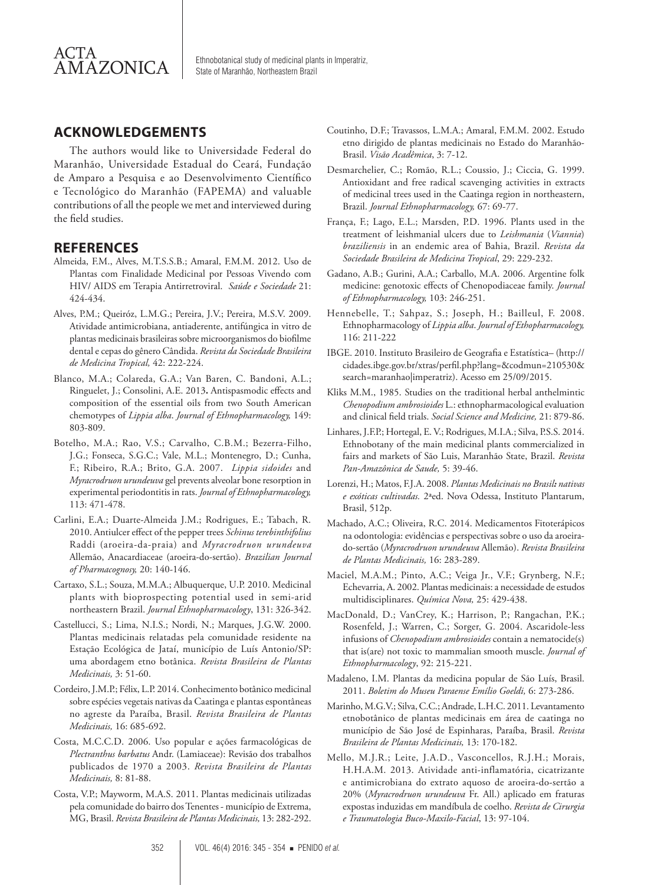## ACKNOWLEDGEMENTS

The authors would like to Universidade Federal do Maranhão, Universidade Estadual do Ceará, Fundação de Amparo a Pesquisa e ao Desenvolvimento Científico e Tecnológico do Maranhão (FAPEMA) and valuable contributions of all the people we met and interviewed during the field studies.

## REFERENCES

Almeida, F.M., Alves, M.T.S.S.B.; Amaral, F.M.M. 2012. Uso de Plantas com Finalidade Medicinal por Pessoas Vivendo com HIV/ AIDS em Terapia Antirretroviral. *Saúde e Sociedade* 21: 424-434.

Alves, P.M.; Queiróz, L.M.G.; Pereira, J.V.; Pereira, M.S.V. 2009. Atividade antimicrobiana, antiaderente, antifúngica in vitro de plantas medicinais brasileiras sobre microorganismos do biofilme dental e cepas do gênero Cândida. *Revista da Sociedade Brasileira de Medicina Tropical,* 42: 222-224.

Blanco, M.A.; Colareda, G.A.; Van Baren, C. Bandoni, A.L.; Ringuelet, J.; Consolini, A.E. 2013**.** Antispasmodic effects and composition of the essential oils from two South American chemotypes of *Lippia alba*. *Journal of Ethnopharmacology,* 149: 803-809.

Botelho, M.A.; Rao, V.S.; Carvalho, C.B.M.; Bezerra-Filho, J.G.; Fonseca, S.G.C.; Vale, M.L.; Montenegro, D.; Cunha, F.; Ribeiro, R.A.; Brito, G.A. 2007. *Lippia sidoides* and *Myracrodruon urundeuva* gel prevents alveolar bone resorption in experimental periodontitis in rats. *Journal of Ethnopharmacology,* 113: 471-478.

Carlini, E.A.; Duarte-Almeida J.M.; Rodrigues, E.; Tabach, R. 2010. Antiulcer effect of the pepper trees *Schinus terebinthifolius* Raddi (aroeira-da-praia) and *Myracrodruon urundeuva* Allemão, Anacardiaceae (aroeira-do-sertão). *Brazilian Journal of Pharmacognosy,* 20: 140-146.

Cartaxo, S.L.; Souza, M.M.A.; Albuquerque, U.P. 2010. Medicinal plants with bioprospecting potential used in semi-arid northeastern Brazil. *Journal Ethnopharmacology*, 131: 326-342.

Castellucci, S.; Lima, N.I.S.; Nordi, N.; Marques, J.G.W. 2000. Plantas medicinais relatadas pela comunidade residente na Estação Ecológica de Jataí, município de Luís Antonio/SP: uma abordagem etno botânica. *Revista Brasileira de Plantas Medicinais,* 3: 51-60.

Cordeiro, J.M.P.; Félix, L.P. 2014. Conhecimento botânico medicinal sobre espécies vegetais nativas da Caatinga e plantas espontâneas no agreste da Paraíba, Brasil. *Revista Brasileira de Plantas Medicinais,* 16: 685-692.

Costa, M.C.C.D. 2006. Uso popular e ações farmacológicas de *Plectranthus barbatus* Andr. (Lamiaceae): Revisão dos trabalhos publicados de 1970 a 2003. *Revista Brasileira de Plantas Medicinais,* 8: 81-88.

Costa, V.P.; Mayworm, M.A.S. 2011. Plantas medicinais utilizadas pela comunidade do bairro dos Tenentes - município de Extrema, MG, Brasil. *Revista Brasileira de Plantas Medicinais,* 13: 282-292.

Coutinho, D.F.; Travassos, L.M.A.; Amaral, F.M.M. 2002. Estudo etno dirigido de plantas medicinais no Estado do Maranhão-Brasil. *Visão Acadêmica*, 3: 7-12.

Desmarchelier, C.; Romão, R.L.; Coussio, J.; Ciccia, G. 1999. Antioxidant and free radical scavenging activities in extracts of medicinal trees used in the Caatinga region in northeastern, Brazil. *Journal Ethnopharmacology,* 67: 69-77.

França, F.; Lago, E.L.; Marsden, P.D. 1996. Plants used in the treatment of leishmanial ulcers due to *Leishmania* (*Viannia*) *braziliensis* in an endemic area of Bahia, Brazil. *Revista da Sociedade Brasileira de Medicina Tropical*, 29: 229-232.

Gadano, A.B.; Gurini, A.A.; Carballo, M.A. 2006. Argentine folk medicine: genotoxic effects of Chenopodiaceae family. *Journal of Ethnopharmacology,* 103: 246-251.

Hennebelle, T.; Sahpaz, S.; Joseph, H.; Bailleul, F. 2008. Ethnopharmacology of *Lippia alba*. *Journal of Ethopharmacology,* 116: 211-222

IBGE. 2010. Instituto Brasileiro de Geografia e Estatística– (http://cidades.ibge.gov.br/xtras/perfil.php?lang=&codmun=210530&search=maranhao|imperatriz). Acesso em 25/09/2015.

Kliks M.M., 1985. Studies on the traditional herbal anthelmintic *Chenopodium ambrosioides* L.: ethnopharmacological evaluation and clinical field trials. *Social Science and Medicine,* 21: 879-86.

Linhares, J.F.P.; Hortegal, E. V.; Rodrigues, M.I.A.; Silva, P.S.S. 2014. Ethnobotany of the main medicinal plants commercialized in fairs and markets of São Luis, Maranhão State, Brazil. *Revista Pan-Amazônica de Saude,* 5: 39-46.

Lorenzi, H.; Matos, F.J.A. 2008. *Plantas Medicinais no Brasil***:** *nativas e exóticas cultivadas.* 2ªed. Nova Odessa, Instituto Plantarum, Brasil, 512p.

Machado, A.C.; Oliveira, R.C. 2014. Medicamentos Fitoterápicos na odontologia: evidências e perspectivas sobre o uso da aroeira-do-sertão (*Myracrodruon urundeuva* Allemão). *Revista Brasileira de Plantas Medicinais,* 16: 283-289.

Maciel, M.A.M.; Pinto, A.C.; Veiga Jr., V.F.; Grynberg, N.F.; Echevarria, A. 2002. Plantas medicinais: a necessidade de estudos multidisciplinares. *Química Nova,* 25: 429-438.

MacDonald, D.; VanCrey, K.; Harrison, P.; Rangachan, P.K.; Rosenfeld, J.; Warren, C.; Sorger, G. 2004. Ascaridole-less infusions of *Chenopodium ambrosioides* contain a nematocide(s) that is(are) not toxic to mammalian smooth muscle. *Journal of Ethnopharmacology*, 92: 215-221.

Madaleno, I.M. Plantas da medicina popular de São Luís, Brasil. 2011. *Boletim do Museu Paraense Emílio Goeldi,* 6: 273-286.

Marinho, M.G.V.; Silva, C.C.; Andrade, L.H.C. 2011. Levantamento etnobotânico de plantas medicinais em área de caatinga no município de São José de Espinharas, Paraíba, Brasil. *Revista Brasileira de Plantas Medicinais,* 13: 170-182.

Mello, M.J.R.; Leite, J.A.D., Vasconcellos, R.J.H.; Morais, H.H.A.M. 2013. Atividade anti-inflamatória, cicatrizante e antimicrobiana do extrato aquoso de aroeira-do-sertão a 20% (*Myracrodruon urundeuva* Fr. All.) aplicado em fraturas expostas induzidas em mandíbula de coelho. *Revista de Cirurgia e Traumatologia Buco-Maxilo-Facial*, 13: 97-104.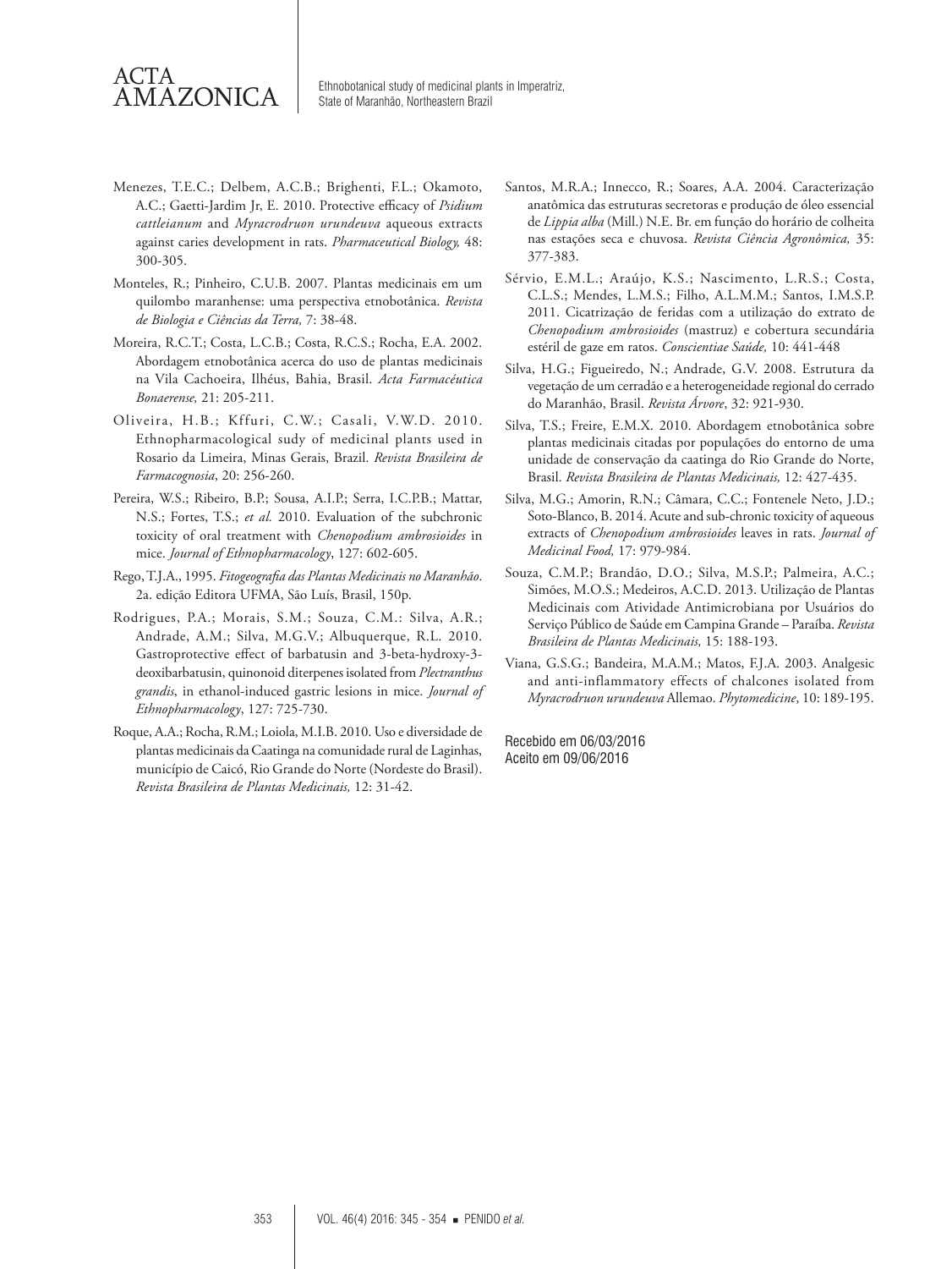Menezes, T.E.C.; Delbem, A.C.B.; Brighenti, F.L.; Okamoto, A.C.; Gaetti-Jardim Jr, E. 2010. Protective efficacy of *Psidium cattleianum* and *Myracrodruon urundeuva* aqueous extracts against caries development in rats. *Pharmaceutical Biology,* 48: 300-305.

Monteles, R.; Pinheiro, C.U.B. 2007. Plantas medicinais em um quilombo maranhense: uma perspectiva etnobotânica. *Revista de Biologia e Ciências da Terra,* 7: 38-48.

Moreira, R.C.T.; Costa, L.C.B.; Costa, R.C.S.; Rocha, E.A. 2002. Abordagem etnobotânica acerca do uso de plantas medicinais na Vila Cachoeira, Ilhéus, Bahia, Brasil. *Acta Farmacéutica Bonaerense,* 21: 205-211.

Oliveira, H.B.; Kffuri, C.W.; Casali, V.W.D. 2010. Ethnopharmacological sudy of medicinal plants used in Rosario da Limeira, Minas Gerais, Brazil. *Revista Brasileira de Farmacognosia*, 20: 256-260.

Pereira, W.S.; Ribeiro, B.P.; Sousa, A.I.P.; Serra, I.C.P.B.; Mattar, N.S.; Fortes, T.S.; *et al.* 2010. Evaluation of the subchronic toxicity of oral treatment with *Chenopodium ambrosioides* in mice. *Journal of Ethnopharmacology*, 127: 602-605.

Rego, T.J.A., 1995. *Fitogeografia das Plantas Medicinais no Maranhão.* 2a. edição Editora UFMA, São Luís, Brasil, 150p.

Rodrigues, P.A.; Morais, S.M.; Souza, C.M.: Silva, A.R.; Andrade, A.M.; Silva, M.G.V.; Albuquerque, R.L. 2010. Gastroprotective effect of barbatusin and 3-beta-hydroxy-3-deoxibarbatusin, quinonoid diterpenes isolated from *Plectranthus grandis*, in ethanol-induced gastric lesions in mice. *Journal of Ethnopharmacology*, 127: 725-730.

Roque, A.A.; Rocha, R.M.; Loiola, M.I.B. 2010. Uso e diversidade de plantas medicinais da Caatinga na comunidade rural de Laginhas, município de Caicó, Rio Grande do Norte (Nordeste do Brasil). *Revista Brasileira de Plantas Medicinais,* 12: 31-42.

Santos, M.R.A.; Innecco, R.; Soares, A.A. 2004. Caracterização anatômica das estruturas secretoras e produção de óleo essencial de *Lippia alba* (Mill.) N.E. Br. em função do horário de colheita nas estações seca e chuvosa. *Revista Ciência Agronômica,* 35: 377-383.

Sérvio, E.M.L.; Araújo, K.S.; Nascimento, L.R.S.; Costa, C.L.S.; Mendes, L.M.S.; Filho, A.L.M.M.; Santos, I.M.S.P. 2011. Cicatrização de feridas com a utilização do extrato de *Chenopodium ambrosioides* (mastruz) e cobertura secundária estéril de gaze em ratos. *Conscientiae Saúde,* 10: 441-448

Silva, H.G.; Figueiredo, N.; Andrade, G.V. 2008. Estrutura da vegetação de um cerradão e a heterogeneidade regional do cerrado do Maranhão, Brasil. *Revista Árvore*, 32: 921-930.

Silva, T.S.; Freire, E.M.X. 2010. Abordagem etnobotânica sobre plantas medicinais citadas por populações do entorno de uma unidade de conservação da caatinga do Rio Grande do Norte, Brasil. *Revista Brasileira de Plantas Medicinais,* 12: 427-435.

Silva, M.G.; Amorin, R.N.; Câmara, C.C.; Fontenele Neto, J.D.; Soto-Blanco, B. 2014. Acute and sub-chronic toxicity of aqueous extracts of *Chenopodium ambrosioides* leaves in rats. *Journal of Medicinal Food,* 17: 979-984.

Souza, C.M.P.; Brandão, D.O.; Silva, M.S.P.; Palmeira, A.C.; Simões, M.O.S.; Medeiros, A.C.D. 2013. Utilização de Plantas Medicinais com Atividade Antimicrobiana por Usuários do Serviço Público de Saúde em Campina Grande – Paraíba. *Revista Brasileira de Plantas Medicinais,* 15: 188-193.

Viana, G.S.G.; Bandeira, M.A.M.; Matos, F.J.A. 2003. Analgesic and anti-inflammatory effects of chalcones isolated from *Myracrodruon urundeuva* Allemao. *Phytomedicine*, 10: 189-195.

Recebido em 06/03/2016
Aceito em 09/06/2016